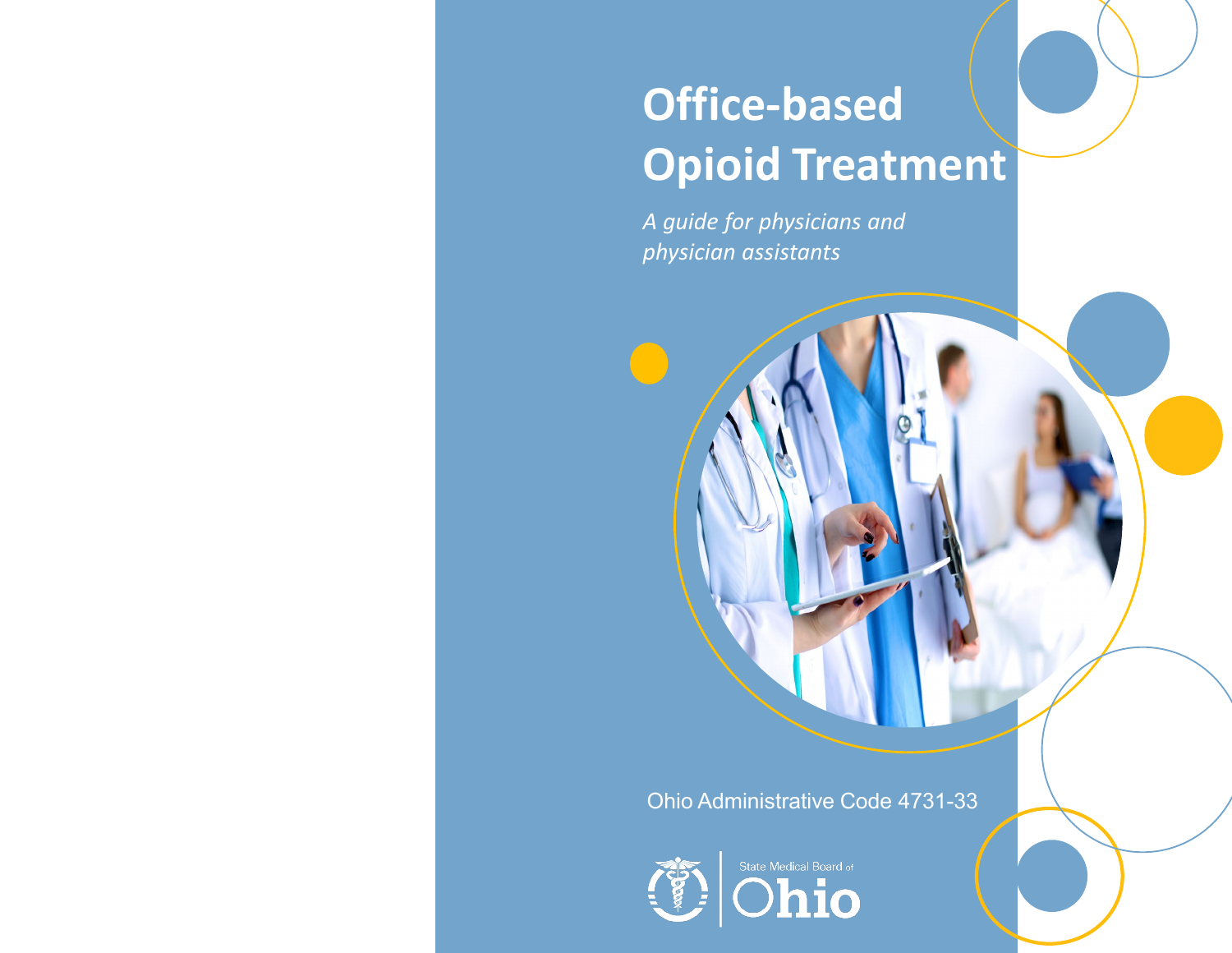# Office-based Opioid Treatment

*A guide for physicians and physician assistants*

Ohio Administrative Code 4731-33

State Medical Board of Ohio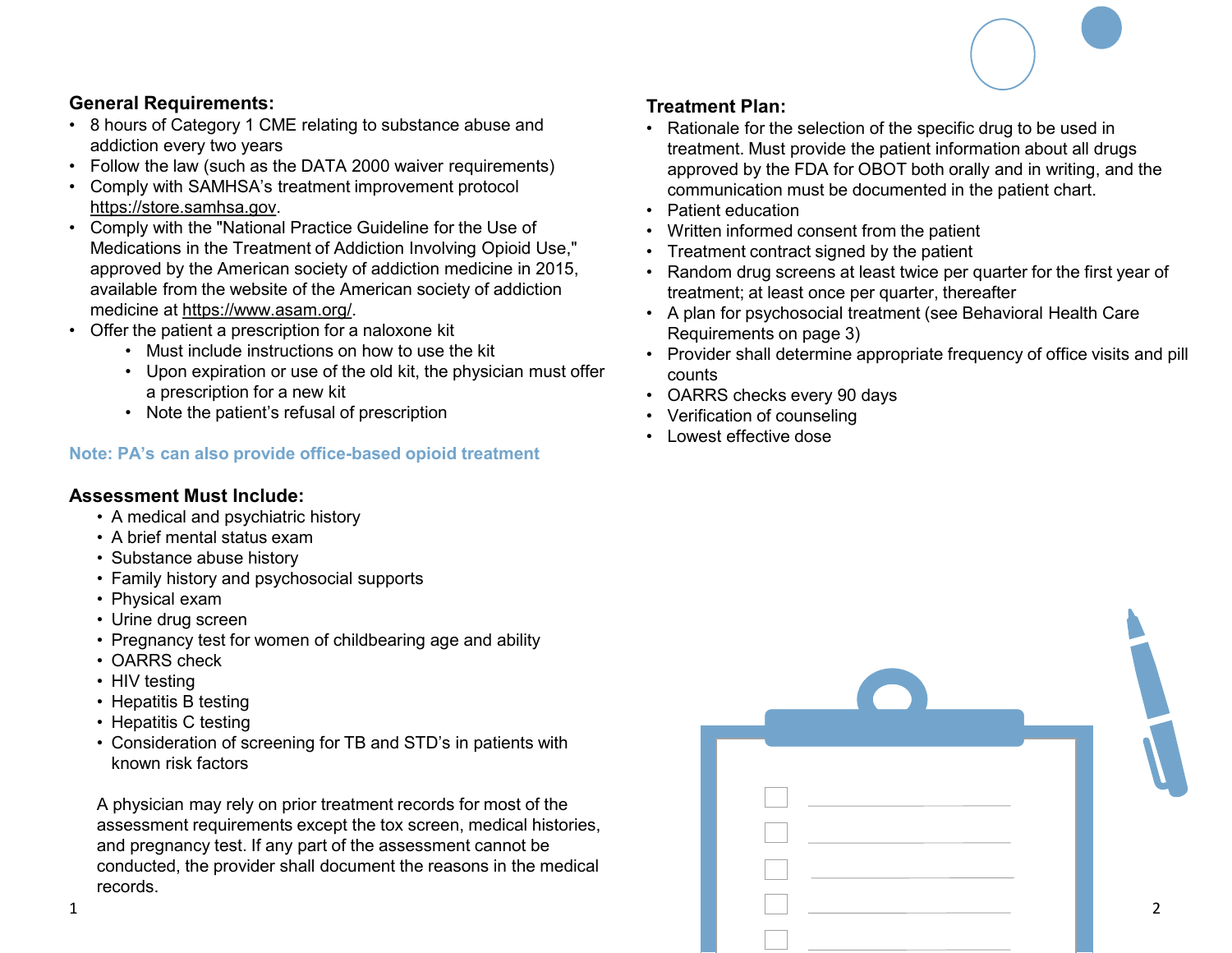## General Requirements:

- 8 hours of Category 1 CME relating to substance abuse and addiction every two years
- Follow the law (such as the DATA 2000 waiver requirements)
- Comply with SAMHSA's treatment improvement protocol https://store.samhsa.gov.
- Comply with the "National Practice Guideline for the Use of Medications in the Treatment of Addiction Involving Opioid Use," approved by the American society of addiction medicine in 2015, available from the website of the American society of addiction medicine at https://www.asam.org/.
- Offer the patient a prescription for a naloxone kit
  - Must include instructions on how to use the kit
  - Upon expiration or use of the old kit, the physician must offer a prescription for a new kit
  - Note the patient's refusal of prescription

**Note: PA's can also provide office-based opioid treatment**

## Assessment Must Include:

- A medical and psychiatric history
- A brief mental status exam
- Substance abuse history
- Family history and psychosocial supports
- Physical exam
- Urine drug screen
- Pregnancy test for women of childbearing age and ability
- OARRS check
- HIV testing
- Hepatitis B testing
- Hepatitis C testing
- Consideration of screening for TB and STD's in patients with known risk factors

A physician may rely on prior treatment records for most of the assessment requirements except the tox screen, medical histories, and pregnancy test. If any part of the assessment cannot be conducted, the provider shall document the reasons in the medical records.

## Treatment Plan:

- Rationale for the selection of the specific drug to be used in treatment. Must provide the patient information about all drugs approved by the FDA for OBOT both orally and in writing, and the communication must be documented in the patient chart.
- Patient education
- Written informed consent from the patient
- Treatment contract signed by the patient
- Random drug screens at least twice per quarter for the first year of treatment; at least once per quarter, thereafter
- A plan for psychosocial treatment (see Behavioral Health Care Requirements on page 3)
- Provider shall determine appropriate frequency of office visits and pill counts
- OARRS checks every 90 days
- Verification of counseling
- Lowest effective dose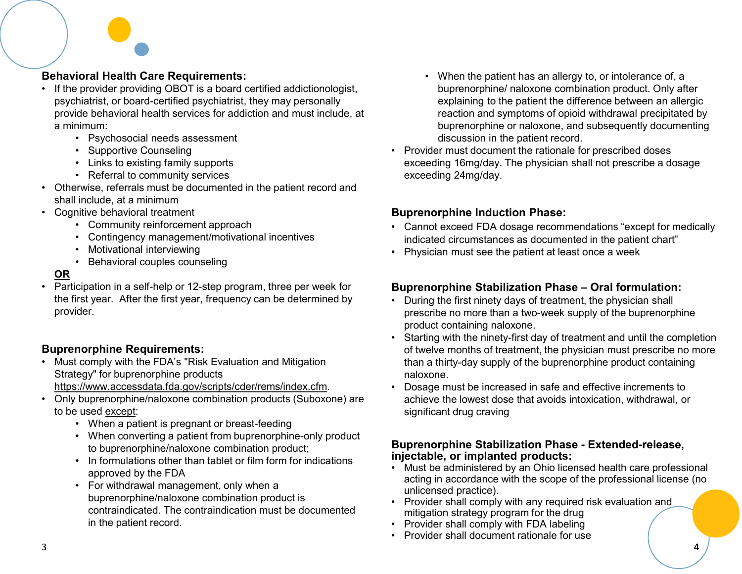## Behavioral Health Care Requirements:

- If the provider providing OBOT is a board certified addictionologist, psychiatrist, or board-certified psychiatrist, they may personally provide behavioral health services for addiction and must include, at a minimum:
    - Psychosocial needs assessment
    - Supportive Counseling
    - Links to existing family supports
    - Referral to community services
- Otherwise, referrals must be documented in the patient record and shall include, at a minimum
- Cognitive behavioral treatment
    - Community reinforcement approach
    - Contingency management/motivational incentives
    - Motivational interviewing
    - Behavioral couples counseling

**OR**

- Participation in a self-help or 12-step program, three per week for the first year. After the first year, frequency can be determined by provider.

## Buprenorphine Requirements:

- Must comply with the FDA's "Risk Evaluation and Mitigation Strategy" for buprenorphine products https://www.accessdata.fda.gov/scripts/cder/rems/index.cfm.
- Only buprenorphine/naloxone combination products (Suboxone) are to be used except:
    - When a patient is pregnant or breast-feeding
    - When converting a patient from buprenorphine-only product to buprenorphine/naloxone combination product;
    - In formulations other than tablet or film form for indications approved by the FDA
    - For withdrawal management, only when a buprenorphine/naloxone combination product is contraindicated. The contraindication must be documented in the patient record.
    - When the patient has an allergy to, or intolerance of, a buprenorphine/ naloxone combination product. Only after explaining to the patient the difference between an allergic reaction and symptoms of opioid withdrawal precipitated by buprenorphine or naloxone, and subsequently documenting discussion in the patient record.
- Provider must document the rationale for prescribed doses exceeding 16mg/day. The physician shall not prescribe a dosage exceeding 24mg/day.

## Buprenorphine Induction Phase:

- Cannot exceed FDA dosage recommendations "except for medically indicated circumstances as documented in the patient chart"
- Physician must see the patient at least once a week

## Buprenorphine Stabilization Phase – Oral formulation:

- During the first ninety days of treatment, the physician shall prescribe no more than a two-week supply of the buprenorphine product containing naloxone.
- Starting with the ninety-first day of treatment and until the completion of twelve months of treatment, the physician must prescribe no more than a thirty-day supply of the buprenorphine product containing naloxone.
- Dosage must be increased in safe and effective increments to achieve the lowest dose that avoids intoxication, withdrawal, or significant drug craving

## Buprenorphine Stabilization Phase - Extended-release, injectable, or implanted products:

- Must be administered by an Ohio licensed health care professional acting in accordance with the scope of the professional license (no unlicensed practice).
- Provider shall comply with any required risk evaluation and mitigation strategy program for the drug
- Provider shall comply with FDA labeling
- Provider shall document rationale for use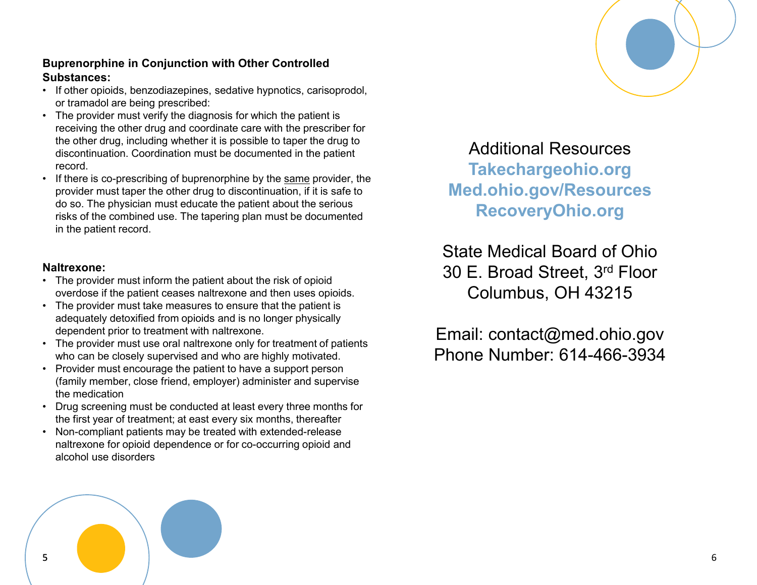**Buprenorphine in Conjunction with Other Controlled Substances:**

- If other opioids, benzodiazepines, sedative hypnotics, carisoprodol, or tramadol are being prescribed:
- The provider must verify the diagnosis for which the patient is receiving the other drug and coordinate care with the prescriber for the other drug, including whether it is possible to taper the drug to discontinuation. Coordination must be documented in the patient record.
- If there is co-prescribing of buprenorphine by the same provider, the provider must taper the other drug to discontinuation, if it is safe to do so. The physician must educate the patient about the serious risks of the combined use. The tapering plan must be documented in the patient record.

**Naltrexone:**

- The provider must inform the patient about the risk of opioid overdose if the patient ceases naltrexone and then uses opioids.
- The provider must take measures to ensure that the patient is adequately detoxified from opioids and is no longer physically dependent prior to treatment with naltrexone.
- The provider must use oral naltrexone only for treatment of patients who can be closely supervised and who are highly motivated.
- Provider must encourage the patient to have a support person (family member, close friend, employer) administer and supervise the medication
- Drug screening must be conducted at least every three months for the first year of treatment; at east every six months, thereafter
- Non-compliant patients may be treated with extended-release naltrexone for opioid dependence or for co-occurring opioid and alcohol use disorders

Additional Resources

**Takechargeohio.org**

**Med.ohio.gov/Resources**

**RecoveryOhio.org**

State Medical Board of Ohio
30 E. Broad Street, 3rd Floor
Columbus, OH 43215

Email: contact@med.ohio.gov
Phone Number: 614-466-3934